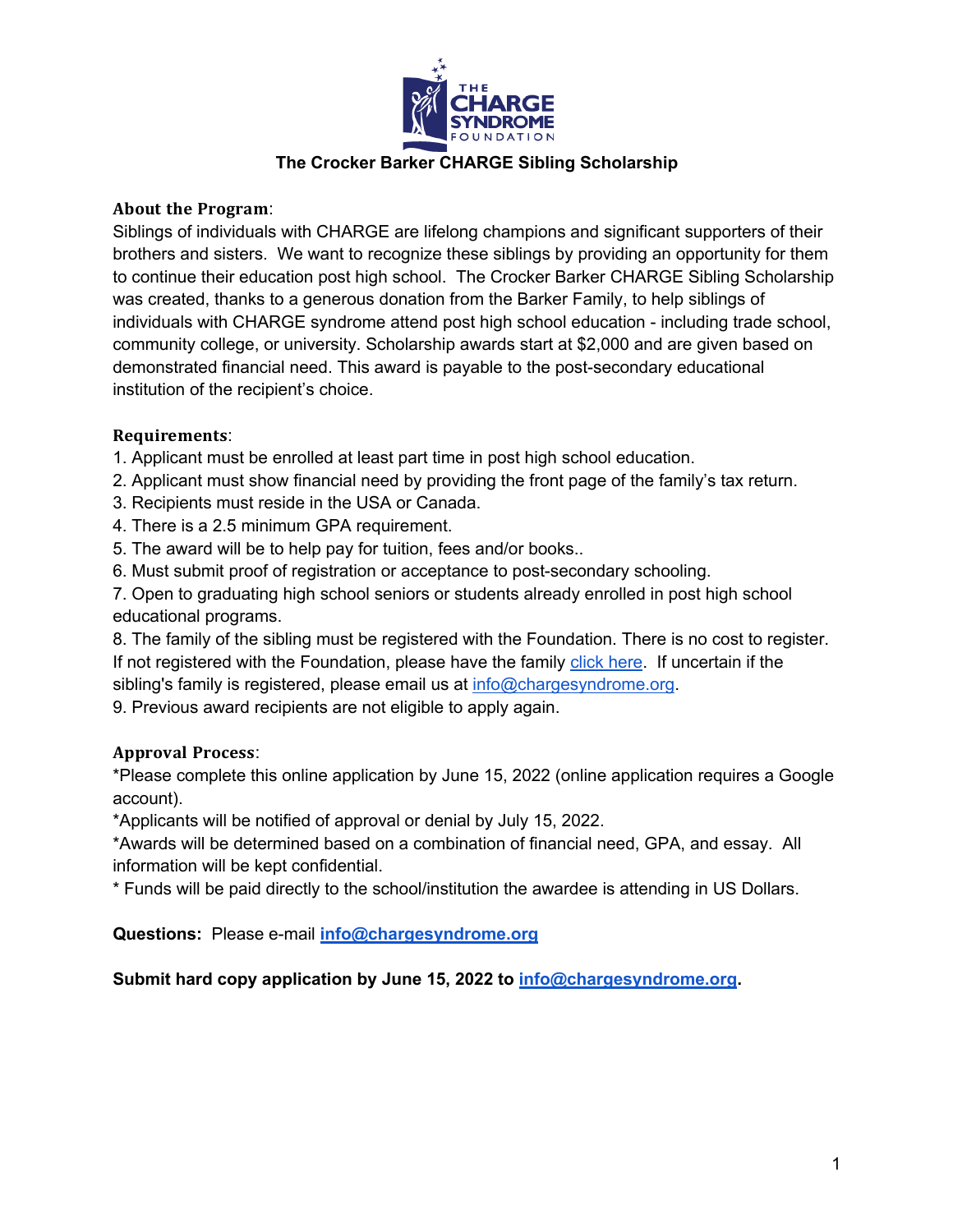# The Crocker Barker CHARGE Sibling Scholarship

**About the Program**:

Siblings of individuals with CHARGE are lifelong champions and significant supporters of their brothers and sisters. We want to recognize these siblings by providing an opportunity for them to continue their education post high school. The Crocker Barker CHARGE Sibling Scholarship was created, thanks to a generous donation from the Barker Family, to help siblings of individuals with CHARGE syndrome attend post high school education - including trade school, community college, or university. Scholarship awards start at $2,000 and are given based on demonstrated financial need. This award is payable to the post-secondary educational institution of the recipient's choice.

**Requirements**:

1. Applicant must be enrolled at least part time in post high school education.
2. Applicant must show financial need by providing the front page of the family's tax return.
3. Recipients must reside in the USA or Canada.
4. There is a 2.5 minimum GPA requirement.
5. The award will be to help pay for tuition, fees and/or books..
6. Must submit proof of registration or acceptance to post-secondary schooling.
7. Open to graduating high school seniors or students already enrolled in post high school educational programs.
8. The family of the sibling must be registered with the Foundation. There is no cost to register. If not registered with the Foundation, please have the family click here. If uncertain if the sibling's family is registered, please email us at info@chargesyndrome.org.
9. Previous award recipients are not eligible to apply again.

**Approval Process**:

*Please complete this online application by June 15, 2022 (online application requires a Google account).

*Applicants will be notified of approval or denial by July 15, 2022.

*Awards will be determined based on a combination of financial need, GPA, and essay. All information will be kept confidential.

* Funds will be paid directly to the school/institution the awardee is attending in US Dollars.

**Questions:** Please e-mail **info@chargesyndrome.org**

**Submit hard copy application by June 15, 2022 to info@chargesyndrome.org.**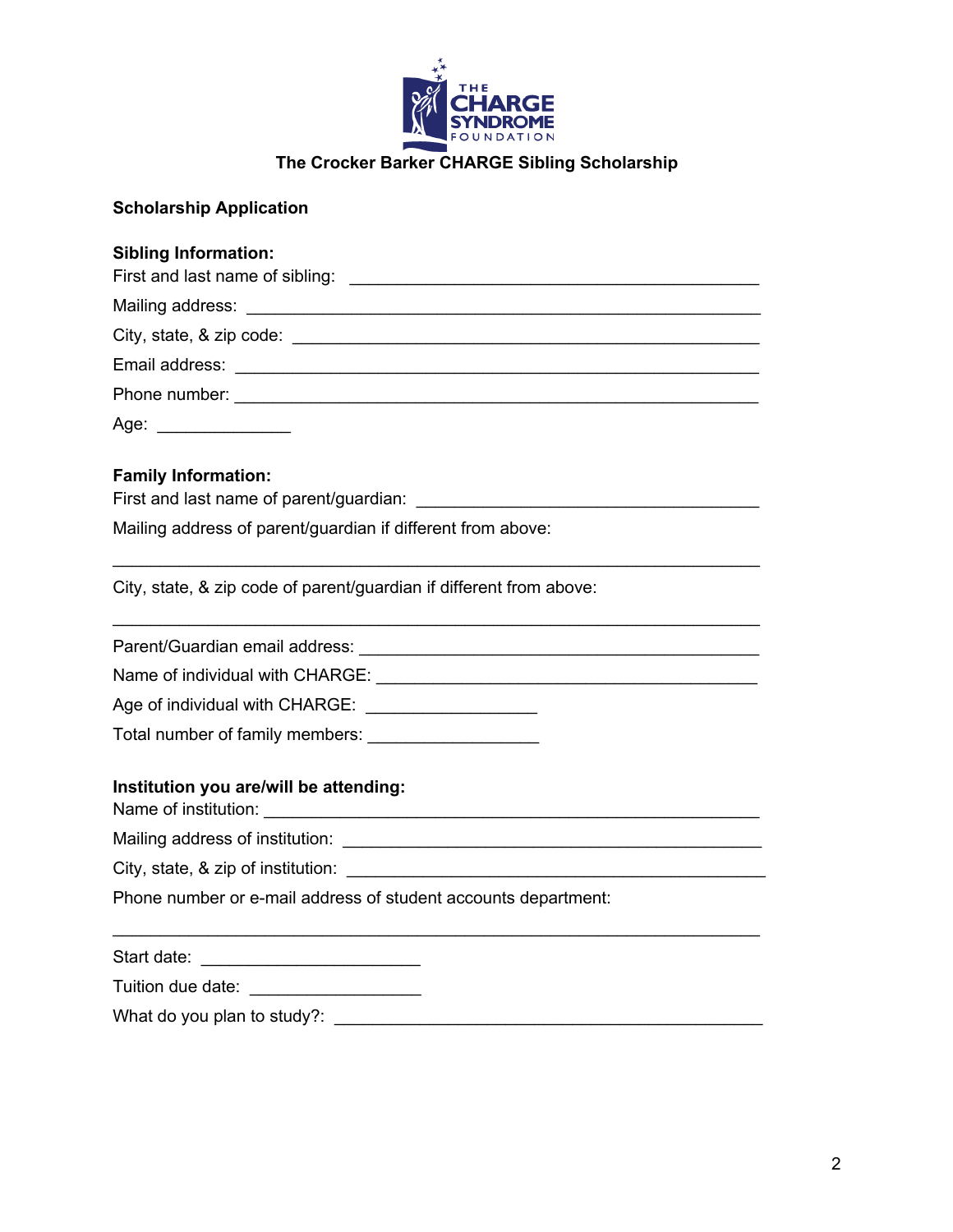THE CHARGE SYNDROME FOUNDATION

**The Crocker Barker CHARGE Sibling Scholarship**

**Scholarship Application**

**Sibling Information:**

First and last name of sibling: ______________________________________________

Mailing address: ______________________________________________

City, state, & zip code: ______________________________________________

Email address: ______________________________________________

Phone number: ______________________________________________

Age: ______________

**Family Information:**

First and last name of parent/guardian: ______________________________________

Mailing address of parent/guardian if different from above:

______________________________________________________________________

City, state, & zip code of parent/guardian if different from above:

______________________________________________________________________

Parent/Guardian email address: ______________________________________

Name of individual with CHARGE: ______________________________________

Age of individual with CHARGE: __________________

Total number of family members: __________________

**Institution you are/will be attending:**

Name of institution: ______________________________________________

Mailing address of institution: ______________________________________

City, state, & zip of institution: ______________________________________

Phone number or e-mail address of student accounts department:

______________________________________________________________________

Start date: _______________________

Tuition due date: __________________

What do you plan to study?: ______________________________________________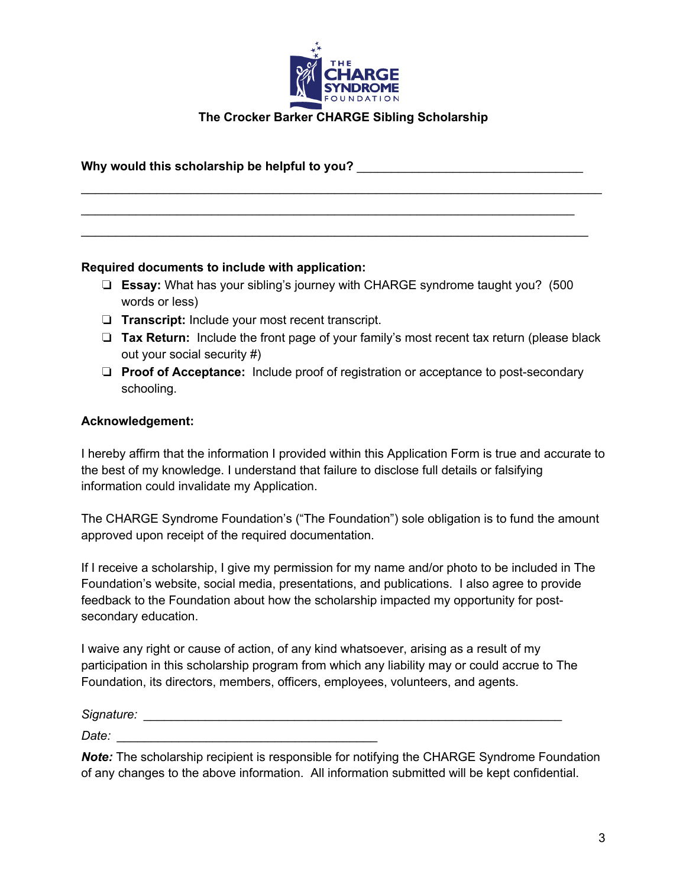**The Crocker Barker CHARGE Sibling Scholarship**

**Why would this scholarship be helpful to you?** ________________________________

______________________________________________________________________________

______________________________________________________________________________

______________________________________________________________________________

**Required documents to include with application:**

- ❏ **Essay:** What has your sibling's journey with CHARGE syndrome taught you? (500 words or less)
- ❏ **Transcript:** Include your most recent transcript.
- ❏ **Tax Return:** Include the front page of your family's most recent tax return (please black out your social security #)
- ❏ **Proof of Acceptance:** Include proof of registration or acceptance to post-secondary schooling.

**Acknowledgement:**

I hereby affirm that the information I provided within this Application Form is true and accurate to the best of my knowledge. I understand that failure to disclose full details or falsifying information could invalidate my Application.

The CHARGE Syndrome Foundation's ("The Foundation") sole obligation is to fund the amount approved upon receipt of the required documentation.

If I receive a scholarship, I give my permission for my name and/or photo to be included in The Foundation's website, social media, presentations, and publications. I also agree to provide feedback to the Foundation about how the scholarship impacted my opportunity for post-secondary education.

I waive any right or cause of action, of any kind whatsoever, arising as a result of my participation in this scholarship program from which any liability may or could accrue to The Foundation, its directors, members, officers, employees, volunteers, and agents.

*Signature:* ______________________________________________________________

*Date:* ______________________________________

***Note:*** The scholarship recipient is responsible for notifying the CHARGE Syndrome Foundation of any changes to the above information. All information submitted will be kept confidential.